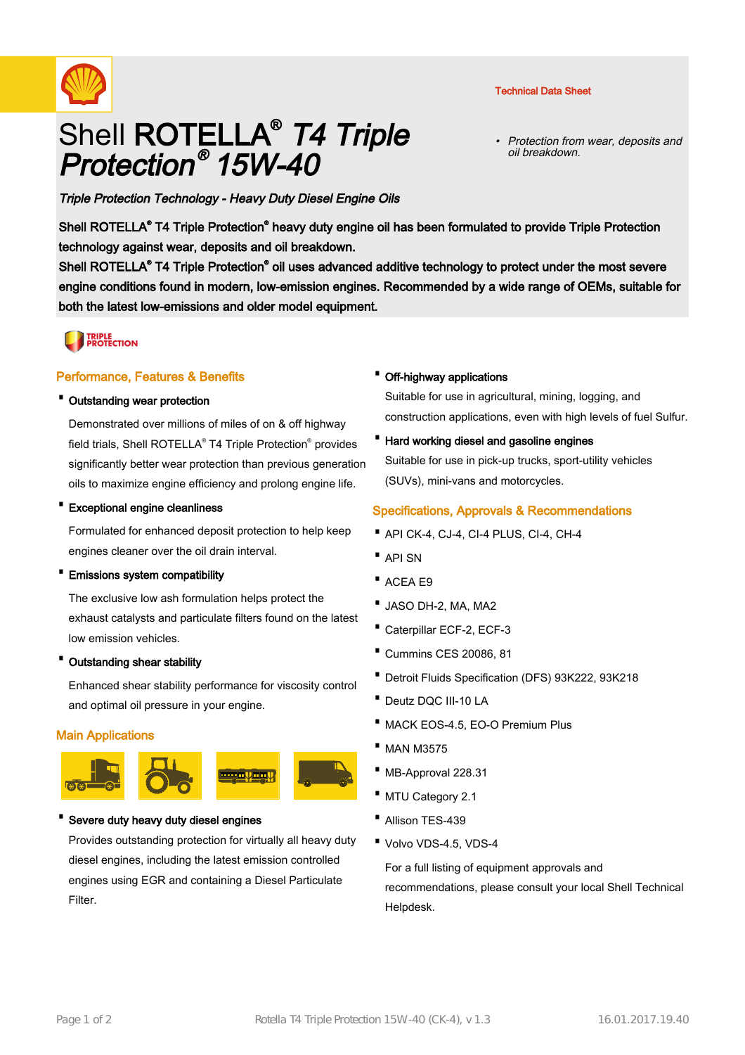Technical Data Sheet

# Shell **ROTELLA®** *T4 Triple Protection® 15W-40*

- *Protection from wear, deposits and oil breakdown.*

*Triple Protection Technology - Heavy Duty Diesel Engine Oils*

**Shell ROTELLA® T4 Triple Protection® heavy duty engine oil has been formulated to provide Triple Protection technology against wear, deposits and oil breakdown.**
**Shell ROTELLA® T4 Triple Protection® oil uses advanced additive technology to protect under the most severe engine conditions found in modern, low-emission engines. Recommended by a wide range of OEMs, suitable for both the latest low-emissions and older model equipment.**

TRIPLE PROTECTION

## Performance, Features & Benefits

- **Outstanding wear protection**

  Demonstrated over millions of miles of on & off highway field trials, Shell ROTELLA® T4 Triple Protection® provides significantly better wear protection than previous generation oils to maximize engine efficiency and prolong engine life.

- **Exceptional engine cleanliness**

  Formulated for enhanced deposit protection to help keep engines cleaner over the oil drain interval.

- **Emissions system compatibility**

  The exclusive low ash formulation helps protect the exhaust catalysts and particulate filters found on the latest low emission vehicles.

- **Outstanding shear stability**

  Enhanced shear stability performance for viscosity control and optimal oil pressure in your engine.

## Main Applications

- **Severe duty heavy duty diesel engines**

  Provides outstanding protection for virtually all heavy duty diesel engines, including the latest emission controlled engines using EGR and containing a Diesel Particulate Filter.

- **Off-highway applications**

  Suitable for use in agricultural, mining, logging, and construction applications, even with high levels of fuel Sulfur.

- **Hard working diesel and gasoline engines**

  Suitable for use in pick-up trucks, sport-utility vehicles (SUVs), mini-vans and motorcycles.

## Specifications, Approvals & Recommendations

- API CK-4, CJ-4, CI-4 PLUS, CI-4, CH-4
- API SN
- ACEA E9
- JASO DH-2, MA, MA2
- Caterpillar ECF-2, ECF-3
- Cummins CES 20086, 81
- Detroit Fluids Specification (DFS) 93K222, 93K218
- Deutz DQC III-10 LA
- MACK EOS-4.5, EO-O Premium Plus
- MAN M3575
- MB-Approval 228.31
- MTU Category 2.1
- Allison TES-439
- Volvo VDS-4.5, VDS-4

  For a full listing of equipment approvals and recommendations, please consult your local Shell Technical Helpdesk.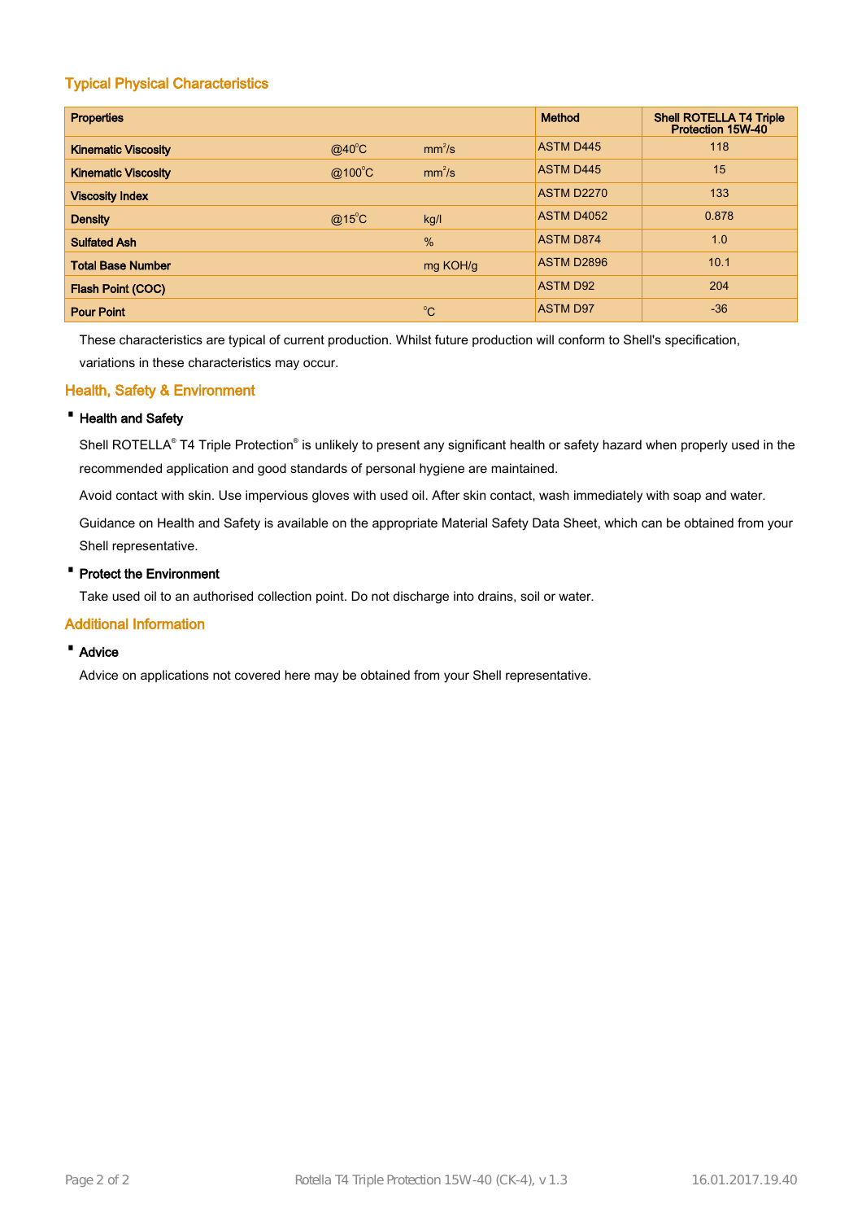## Typical Physical Characteristics

| Properties | | | Method | Shell ROTELLA T4 Triple Protection 15W-40 |
|---|---|---|---|---|
| Kinematic Viscosity | @40°C | $mm^2/s$ | ASTM D445 | 118 |
| Kinematic Viscosity | @100°C | $mm^2/s$ | ASTM D445 | 15 |
| Viscosity Index | | | ASTM D2270 | 133 |
| Density | @15°C | kg/l | ASTM D4052 | 0.878 |
| Sulfated Ash | | % | ASTM D874 | 1.0 |
| Total Base Number | | mg KOH/g | ASTM D2896 | 10.1 |
| Flash Point (COC) | | | ASTM D92 | 204 |
| Pour Point | | °C | ASTM D97 | -36 |

These characteristics are typical of current production. Whilst future production will conform to Shell's specification, variations in these characteristics may occur.

## Health, Safety & Environment

- **Health and Safety**

Shell ROTELLA® T4 Triple Protection® is unlikely to present any significant health or safety hazard when properly used in the recommended application and good standards of personal hygiene are maintained.

Avoid contact with skin. Use impervious gloves with used oil. After skin contact, wash immediately with soap and water.

Guidance on Health and Safety is available on the appropriate Material Safety Data Sheet, which can be obtained from your Shell representative.

- **Protect the Environment**

Take used oil to an authorised collection point. Do not discharge into drains, soil or water.

## Additional Information

- **Advice**

Advice on applications not covered here may be obtained from your Shell representative.